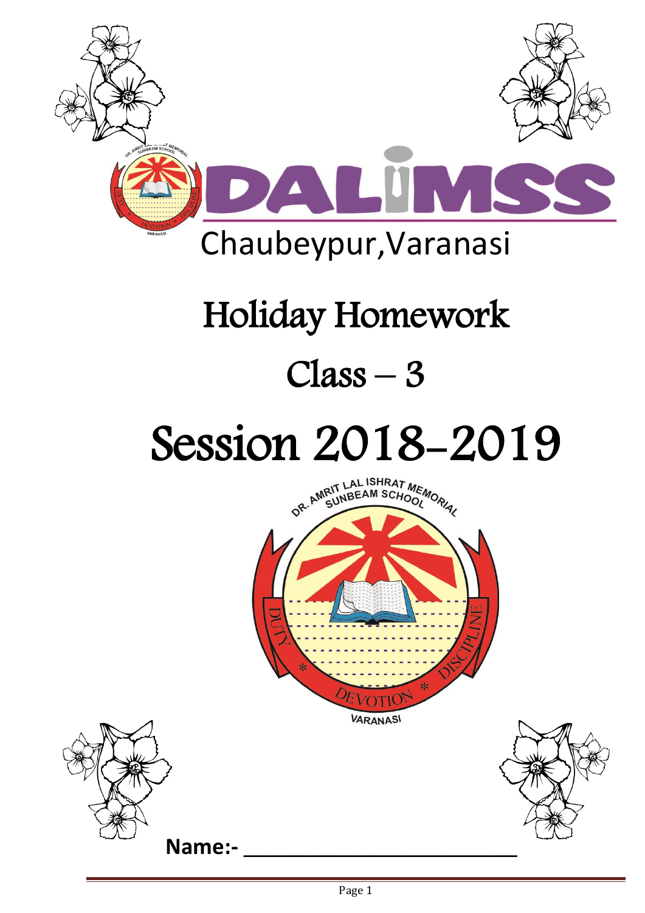# DALIMSS

Chaubeypur,Varanasi

# Holiday Homework

## Class – 3

# Session 2018-2019

DR. AMRIT LAL ISHRAT MEMORIAL SUNBEAM SCHOOL

DUTY * DEVOTION * DISCIPLINE

VARANASI

**Name:-** ___________________________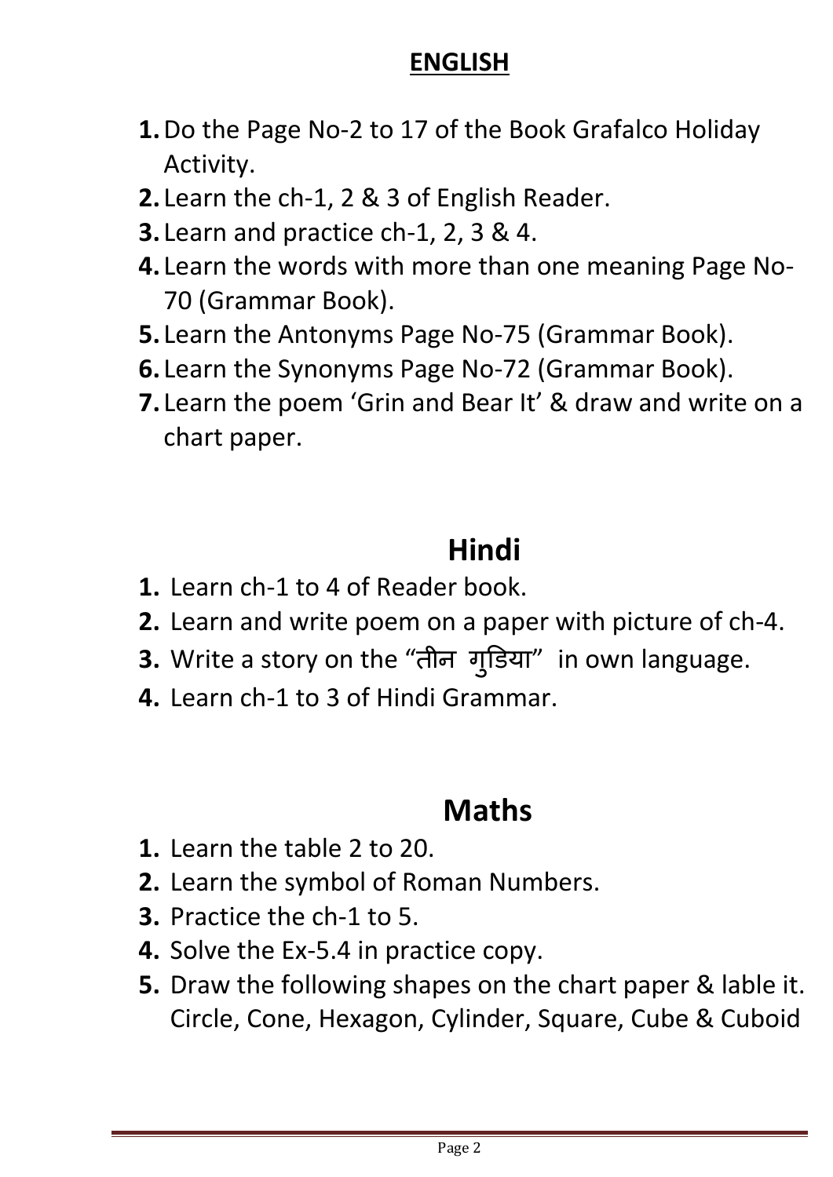## ENGLISH

1. Do the Page No-2 to 17 of the Book Grafalco Holiday Activity.
2. Learn the ch-1, 2 & 3 of English Reader.
3. Learn and practice ch-1, 2, 3 & 4.
4. Learn the words with more than one meaning Page No-70 (Grammar Book).
5. Learn the Antonyms Page No-75 (Grammar Book).
6. Learn the Synonyms Page No-72 (Grammar Book).
7. Learn the poem 'Grin and Bear It' & draw and write on a chart paper.

## Hindi

1. Learn ch-1 to 4 of Reader book.
2. Learn and write poem on a paper with picture of ch-4.
3. Write a story on the "तीन गुडिया" in own language.
4. Learn ch-1 to 3 of Hindi Grammar.

## Maths

1. Learn the table 2 to 20.
2. Learn the symbol of Roman Numbers.
3. Practice the ch-1 to 5.
4. Solve the Ex-5.4 in practice copy.
5. Draw the following shapes on the chart paper & lable it.
   Circle, Cone, Hexagon, Cylinder, Square, Cube & Cuboid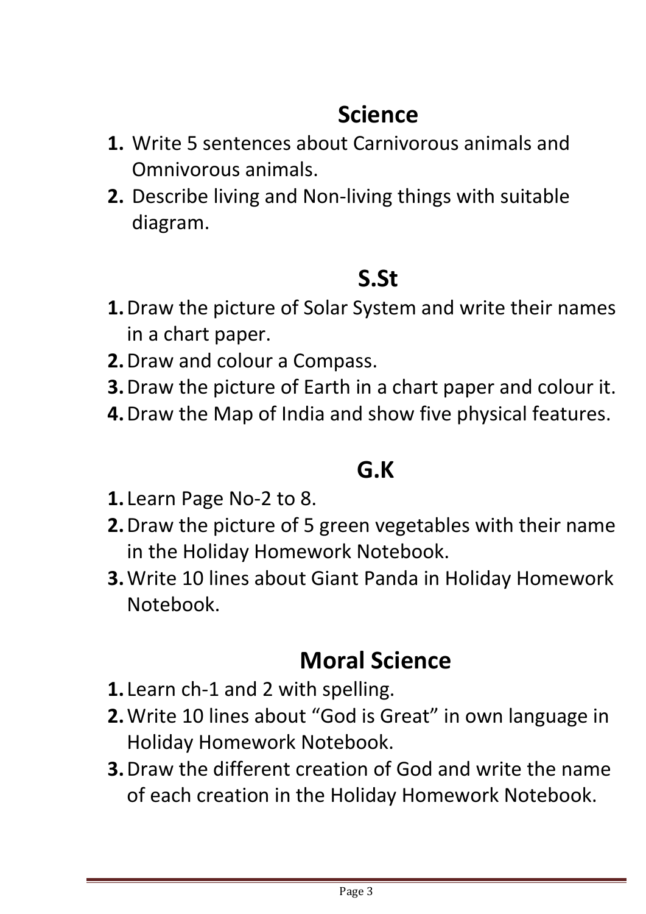## Science

1. Write 5 sentences about Carnivorous animals and Omnivorous animals.
2. Describe living and Non-living things with suitable diagram.

## S.St

1. Draw the picture of Solar System and write their names in a chart paper.
2. Draw and colour a Compass.
3. Draw the picture of Earth in a chart paper and colour it.
4. Draw the Map of India and show five physical features.

## G.K

1. Learn Page No-2 to 8.
2. Draw the picture of 5 green vegetables with their name in the Holiday Homework Notebook.
3. Write 10 lines about Giant Panda in Holiday Homework Notebook.

## Moral Science

1. Learn ch-1 and 2 with spelling.
2. Write 10 lines about "God is Great" in own language in Holiday Homework Notebook.
3. Draw the different creation of God and write the name of each creation in the Holiday Homework Notebook.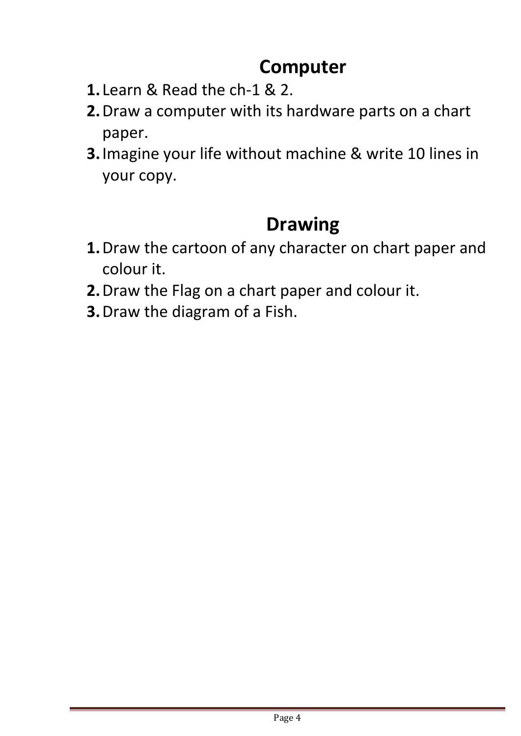## Computer

1. Learn & Read the ch-1 & 2.
2. Draw a computer with its hardware parts on a chart paper.
3. Imagine your life without machine & write 10 lines in your copy.

## Drawing

1. Draw the cartoon of any character on chart paper and colour it.
2. Draw the Flag on a chart paper and colour it.
3. Draw the diagram of a Fish.